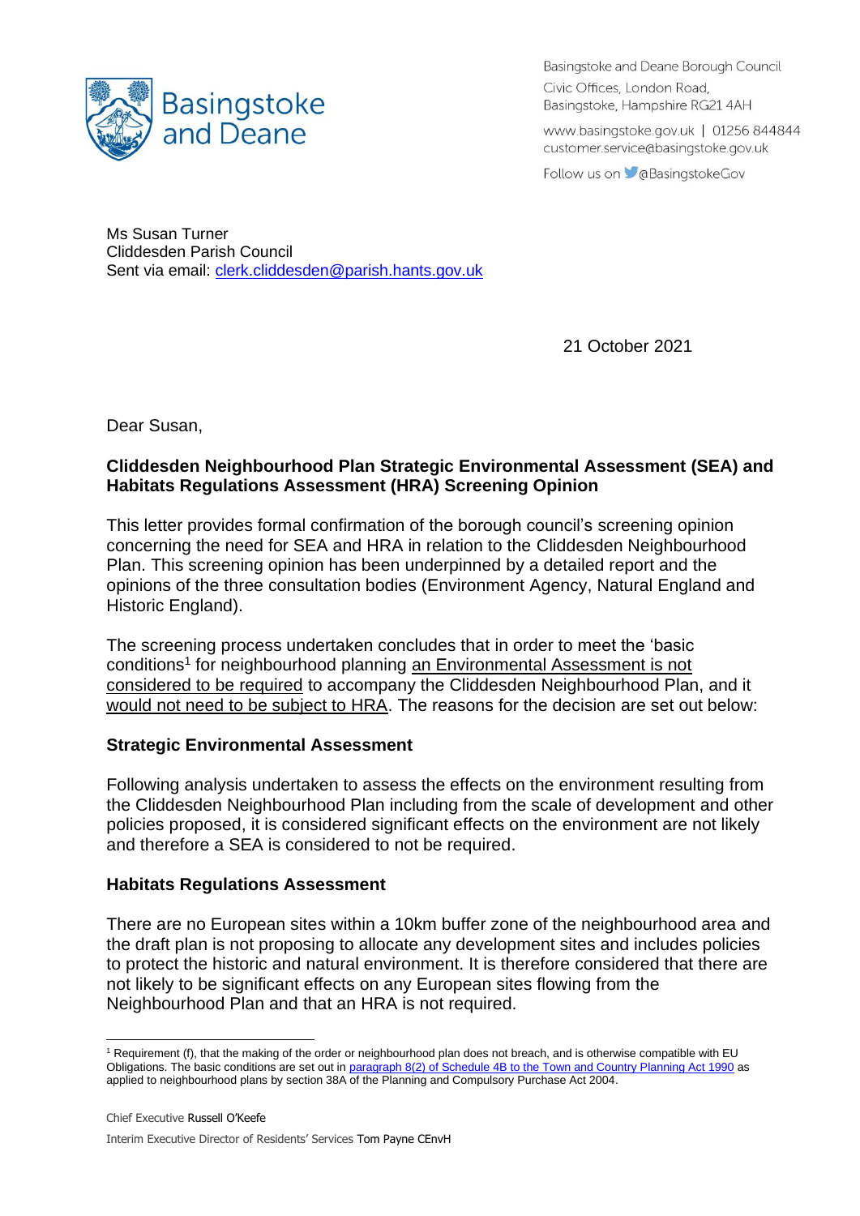Basingstoke and Deane

Basingstoke and Deane Borough Council
Civic Offices, London Road,
Basingstoke, Hampshire RG21 4AH

www.basingstoke.gov.uk | 01256 844844
customer.service@basingstoke.gov.uk

Follow us on @BasingstokeGov

Ms Susan Turner
Cliddesden Parish Council
Sent via email: [clerk.cliddesden@parish.hants.gov.uk](mailto:clerk.cliddesden@parish.hants.gov.uk)

21 October 2021

Dear Susan,

**Cliddesden Neighbourhood Plan Strategic Environmental Assessment (SEA) and Habitats Regulations Assessment (HRA) Screening Opinion**

This letter provides formal confirmation of the borough council's screening opinion concerning the need for SEA and HRA in relation to the Cliddesden Neighbourhood Plan. This screening opinion has been underpinned by a detailed report and the opinions of the three consultation bodies (Environment Agency, Natural England and Historic England).

The screening process undertaken concludes that in order to meet the 'basic conditions[1] for neighbourhood planning <u>an Environmental Assessment is not considered to be required</u> to accompany the Cliddesden Neighbourhood Plan, and it <u>would not need to be subject to HRA</u>. The reasons for the decision are set out below:

**Strategic Environmental Assessment**

Following analysis undertaken to assess the effects on the environment resulting from the Cliddesden Neighbourhood Plan including from the scale of development and other policies proposed, it is considered significant effects on the environment are not likely and therefore a SEA is considered to not be required.

**Habitats Regulations Assessment**

There are no European sites within a 10km buffer zone of the neighbourhood area and the draft plan is not proposing to allocate any development sites and includes policies to protect the historic and natural environment. It is therefore considered that there are not likely to be significant effects on any European sites flowing from the Neighbourhood Plan and that an HRA is not required.

---

[1] Requirement (f), that the making of the order or neighbourhood plan does not breach, and is otherwise compatible with EU Obligations. The basic conditions are set out in paragraph 8(2) of Schedule 4B to the Town and Country Planning Act 1990 as applied to neighbourhood plans by section 38A of the Planning and Compulsory Purchase Act 2004.

Chief Executive Russell O'Keefe

Interim Executive Director of Residents' Services Tom Payne CEnvH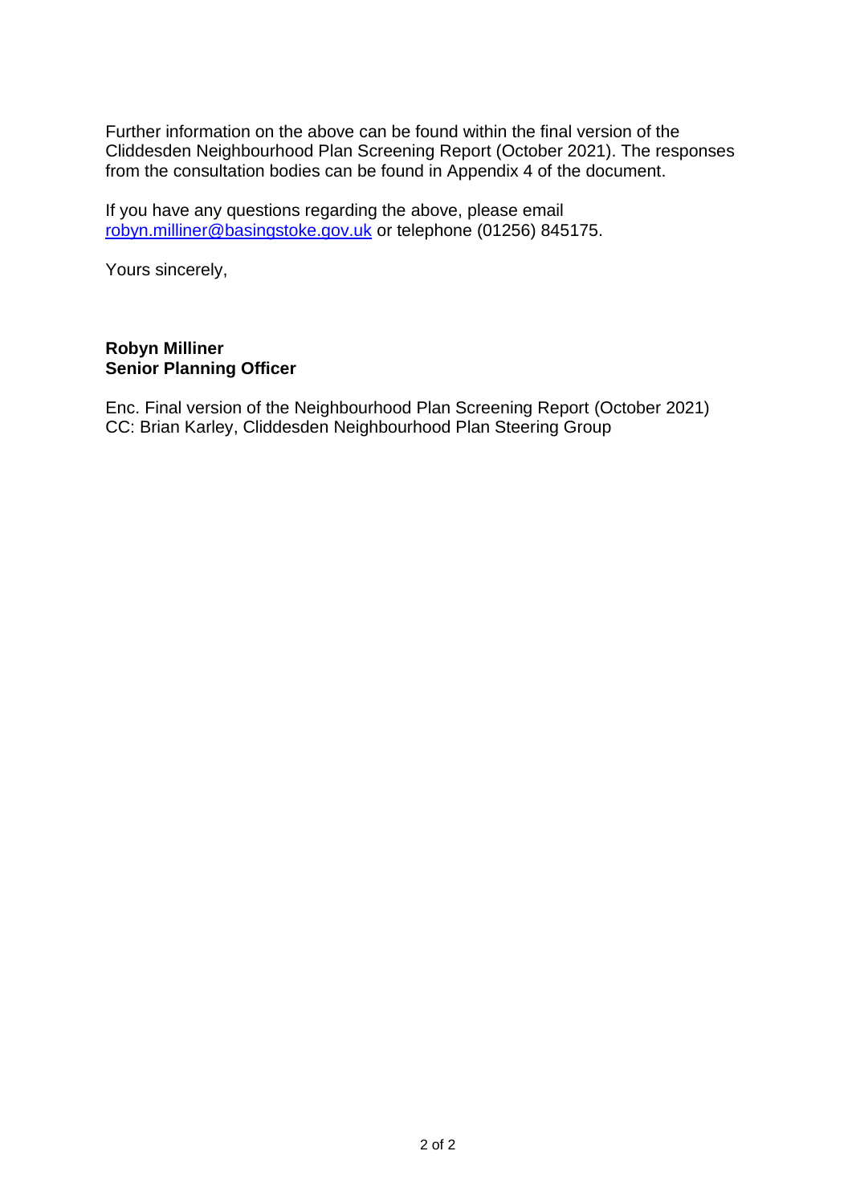Further information on the above can be found within the final version of the Cliddesden Neighbourhood Plan Screening Report (October 2021). The responses from the consultation bodies can be found in Appendix 4 of the document.

If you have any questions regarding the above, please email robyn.milliner@basingstoke.gov.uk or telephone (01256) 845175.

Yours sincerely,

**Robyn Milliner**
**Senior Planning Officer**

Enc. Final version of the Neighbourhood Plan Screening Report (October 2021)
CC: Brian Karley, Cliddesden Neighbourhood Plan Steering Group